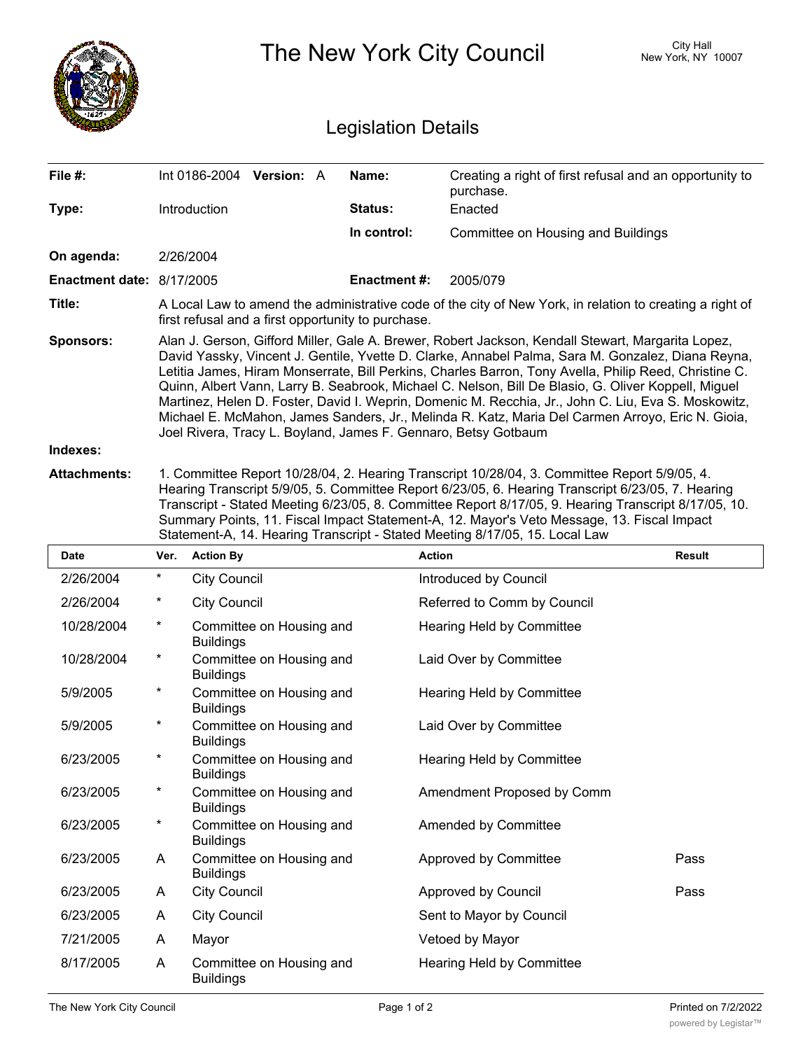# The New York City Council

City Hall
New York, NY 10007

## Legislation Details

| | | | |
|---|---|---|---|
| **File #:** | Int 0186-2004 **Version:** A | **Name:** | Creating a right of first refusal and an opportunity to purchase. |
| **Type:** | Introduction | **Status:** | Enacted |
| | | **In control:** | Committee on Housing and Buildings |
| **On agenda:** | 2/26/2004 | | |
| **Enactment date:** | 8/17/2005 | **Enactment #:** | 2005/079 |

**Title:** A Local Law to amend the administrative code of the city of New York, in relation to creating a right of first refusal and a first opportunity to purchase.

**Sponsors:** Alan J. Gerson, Gifford Miller, Gale A. Brewer, Robert Jackson, Kendall Stewart, Margarita Lopez, David Yassky, Vincent J. Gentile, Yvette D. Clarke, Annabel Palma, Sara M. Gonzalez, Diana Reyna, Letitia James, Hiram Monserrate, Bill Perkins, Charles Barron, Tony Avella, Philip Reed, Christine C. Quinn, Albert Vann, Larry B. Seabrook, Michael C. Nelson, Bill De Blasio, G. Oliver Koppell, Miguel Martinez, Helen D. Foster, David I. Weprin, Domenic M. Recchia, Jr., John C. Liu, Eva S. Moskowitz, Michael E. McMahon, James Sanders, Jr., Melinda R. Katz, Maria Del Carmen Arroyo, Eric N. Gioia, Joel Rivera, Tracy L. Boyland, James F. Gennaro, Betsy Gotbaum

**Indexes:**

**Attachments:** 1. Committee Report 10/28/04, 2. Hearing Transcript 10/28/04, 3. Committee Report 5/9/05, 4. Hearing Transcript 5/9/05, 5. Committee Report 6/23/05, 6. Hearing Transcript 6/23/05, 7. Hearing Transcript - Stated Meeting 6/23/05, 8. Committee Report 8/17/05, 9. Hearing Transcript 8/17/05, 10. Summary Points, 11. Fiscal Impact Statement-A, 12. Mayor's Veto Message, 13. Fiscal Impact Statement-A, 14. Hearing Transcript - Stated Meeting 8/17/05, 15. Local Law

| Date | Ver. | Action By | Action | Result |
|---|---|---|---|---|
| 2/26/2004 | * | City Council | Introduced by Council | |
| 2/26/2004 | * | City Council | Referred to Comm by Council | |
| 10/28/2004 | * | Committee on Housing and Buildings | Hearing Held by Committee | |
| 10/28/2004 | * | Committee on Housing and Buildings | Laid Over by Committee | |
| 5/9/2005 | * | Committee on Housing and Buildings | Hearing Held by Committee | |
| 5/9/2005 | * | Committee on Housing and Buildings | Laid Over by Committee | |
| 6/23/2005 | * | Committee on Housing and Buildings | Hearing Held by Committee | |
| 6/23/2005 | * | Committee on Housing and Buildings | Amendment Proposed by Comm | |
| 6/23/2005 | * | Committee on Housing and Buildings | Amended by Committee | |
| 6/23/2005 | A | Committee on Housing and Buildings | Approved by Committee | Pass |
| 6/23/2005 | A | City Council | Approved by Council | Pass |
| 6/23/2005 | A | City Council | Sent to Mayor by Council | |
| 7/21/2005 | A | Mayor | Vetoed by Mayor | |
| 8/17/2005 | A | Committee on Housing and Buildings | Hearing Held by Committee | |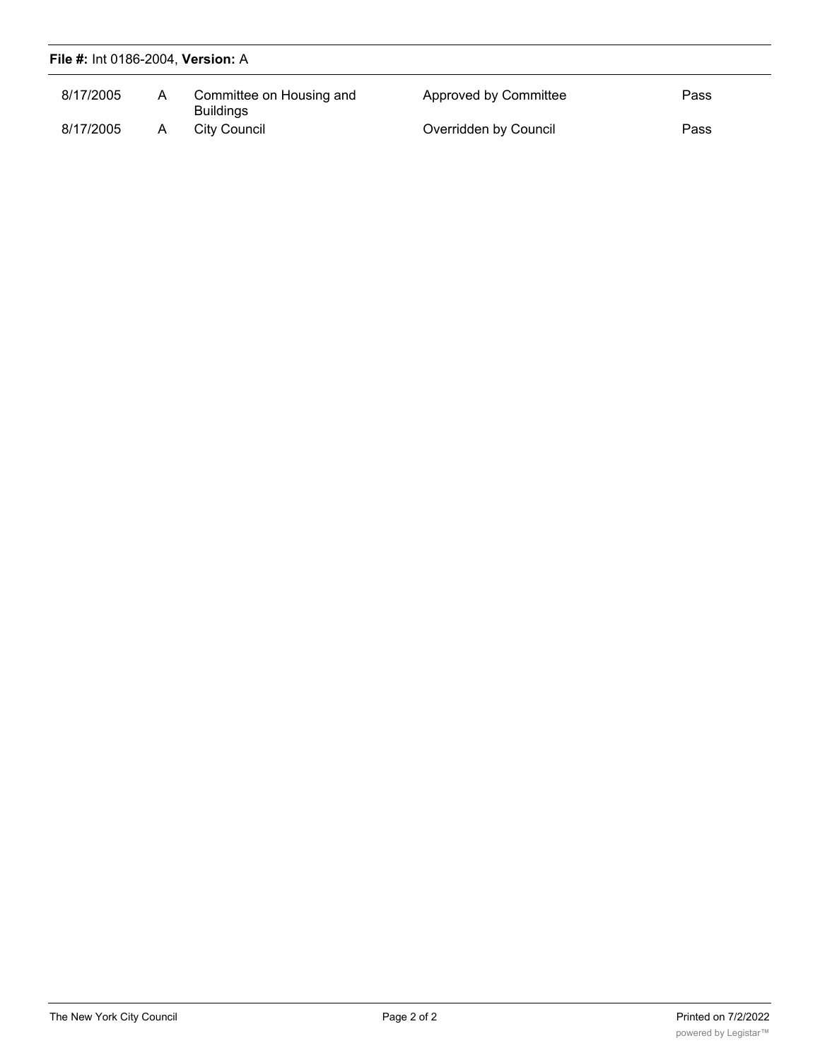**File #:** Int 0186-2004, **Version:** A

| | | | | |
|---|---|---|---|---|
| 8/17/2005 | A | Committee on Housing and Buildings | Approved by Committee | Pass |
| 8/17/2005 | A | City Council | Overridden by Council | Pass |